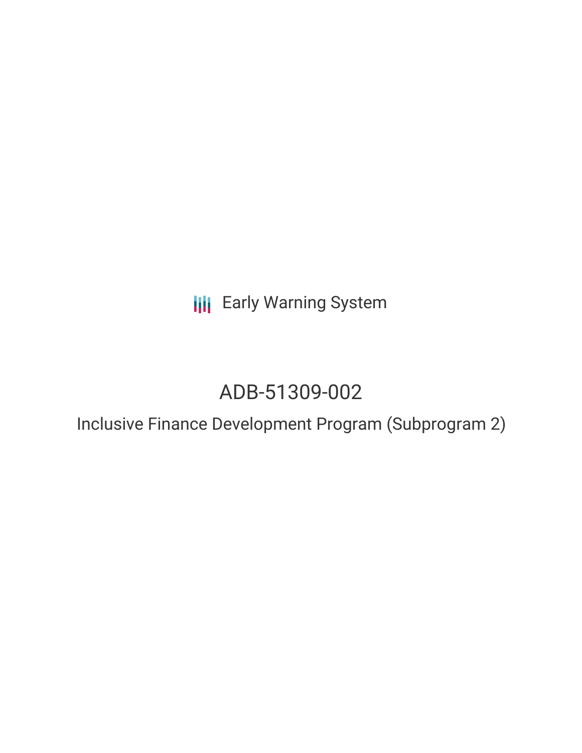Early Warning System

# ADB-51309-002

## Inclusive Finance Development Program (Subprogram 2)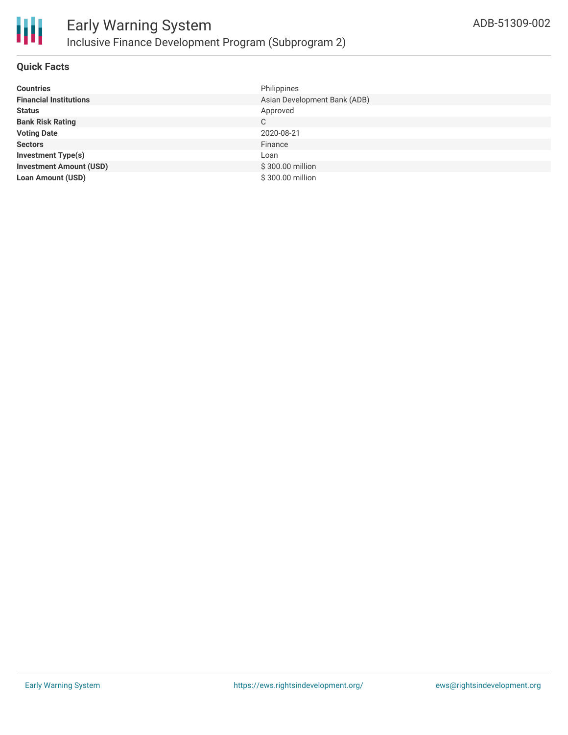# Early Warning System

## Inclusive Finance Development Program (Subprogram 2)

ADB-51309-002

### Quick Facts

| | |
|---|---|
| **Countries** | Philippines |
| **Financial Institutions** | Asian Development Bank (ADB) |
| **Status** | Approved |
| **Bank Risk Rating** | C |
| **Voting Date** | 2020-08-21 |
| **Sectors** | Finance |
| **Investment Type(s)** | Loan |
| **Investment Amount (USD)** | $ 300.00 million |
| **Loan Amount (USD)** | $ 300.00 million |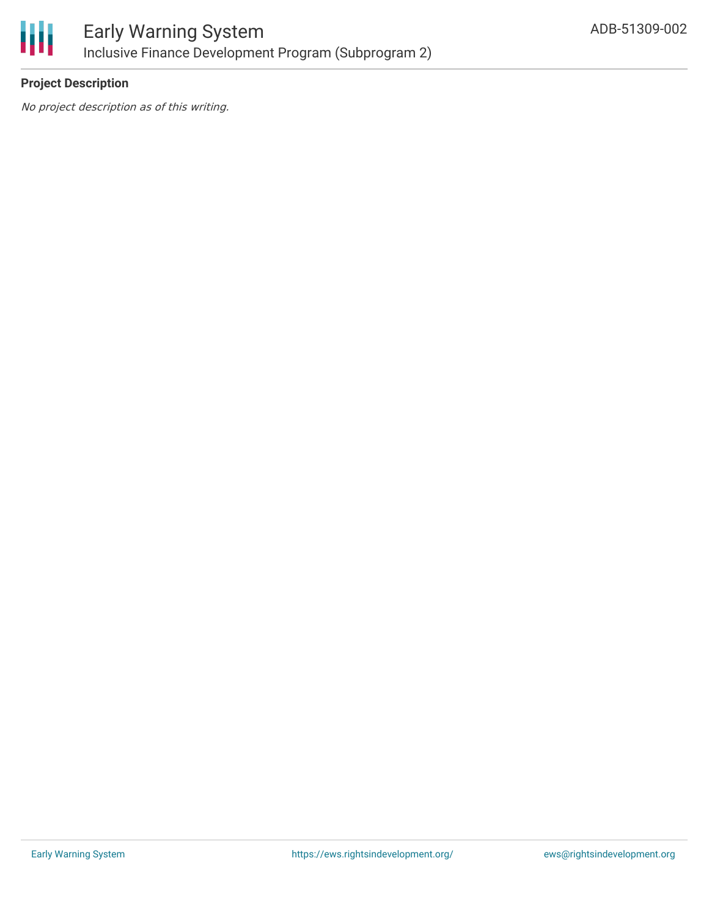**Project Description**

*No project description as of this writing.*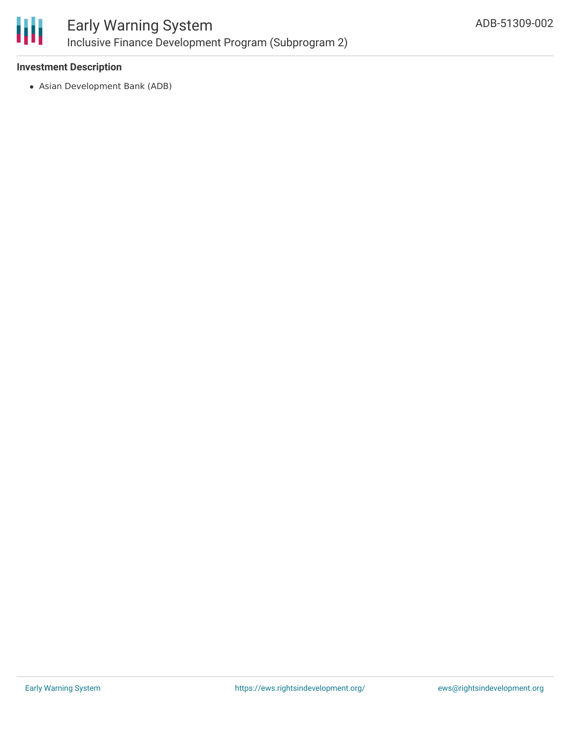### Investment Description

- Asian Development Bank (ADB)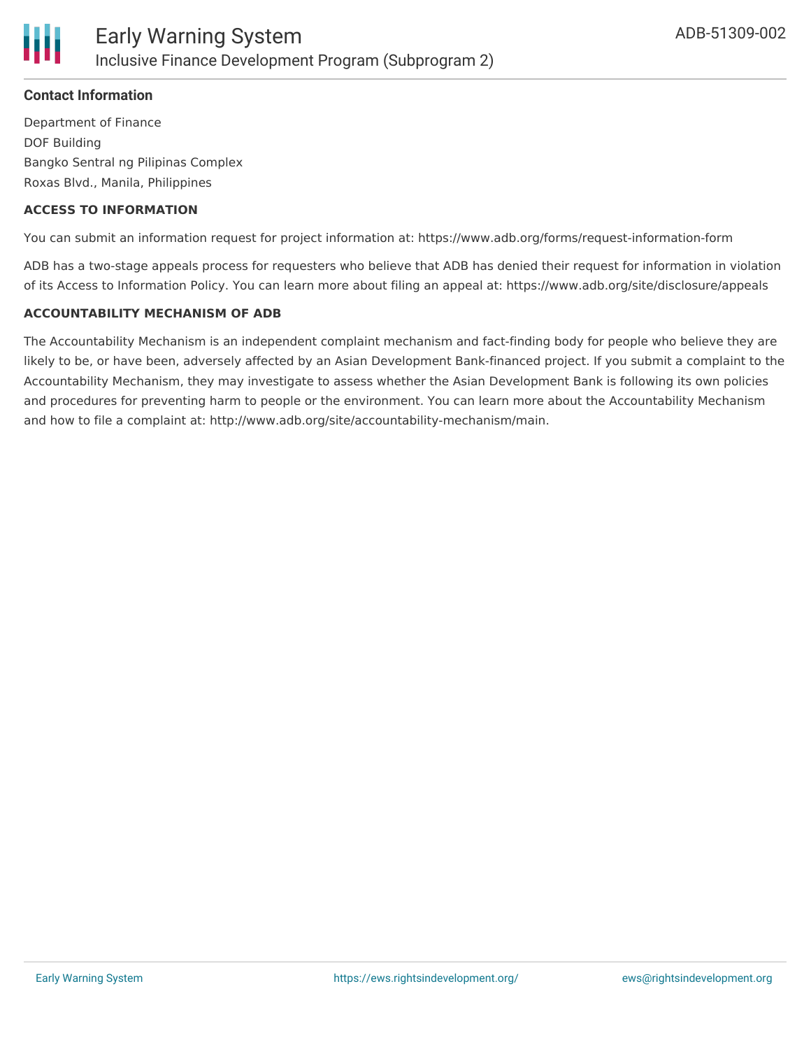**Contact Information**

Department of Finance
DOF Building
Bangko Sentral ng Pilipinas Complex
Roxas Blvd., Manila, Philippines

**ACCESS TO INFORMATION**

You can submit an information request for project information at: https://www.adb.org/forms/request-information-form

ADB has a two-stage appeals process for requesters who believe that ADB has denied their request for information in violation of its Access to Information Policy. You can learn more about filing an appeal at: https://www.adb.org/site/disclosure/appeals

**ACCOUNTABILITY MECHANISM OF ADB**

The Accountability Mechanism is an independent complaint mechanism and fact-finding body for people who believe they are likely to be, or have been, adversely affected by an Asian Development Bank-financed project. If you submit a complaint to the Accountability Mechanism, they may investigate to assess whether the Asian Development Bank is following its own policies and procedures for preventing harm to people or the environment. You can learn more about the Accountability Mechanism and how to file a complaint at: http://www.adb.org/site/accountability-mechanism/main.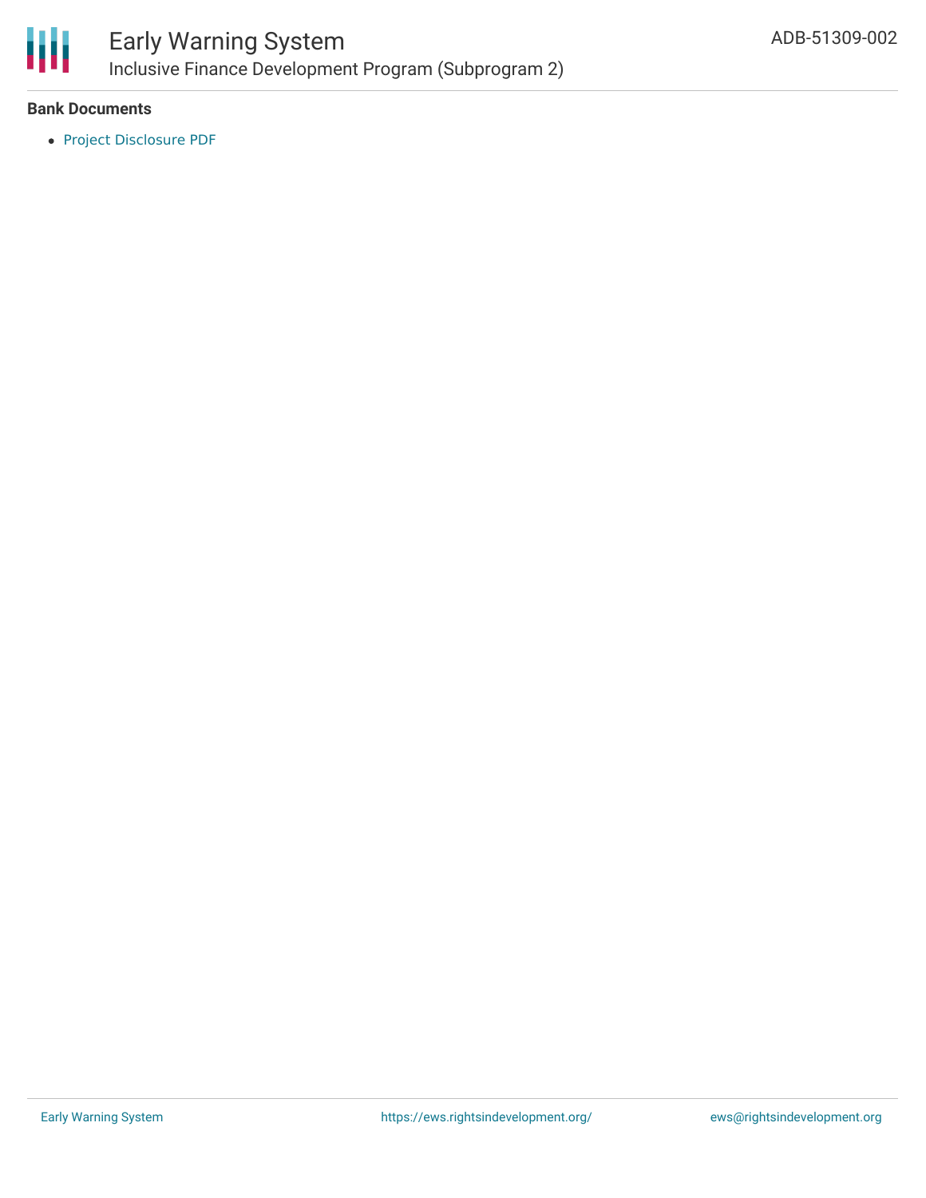### Bank Documents

- Project Disclosure PDF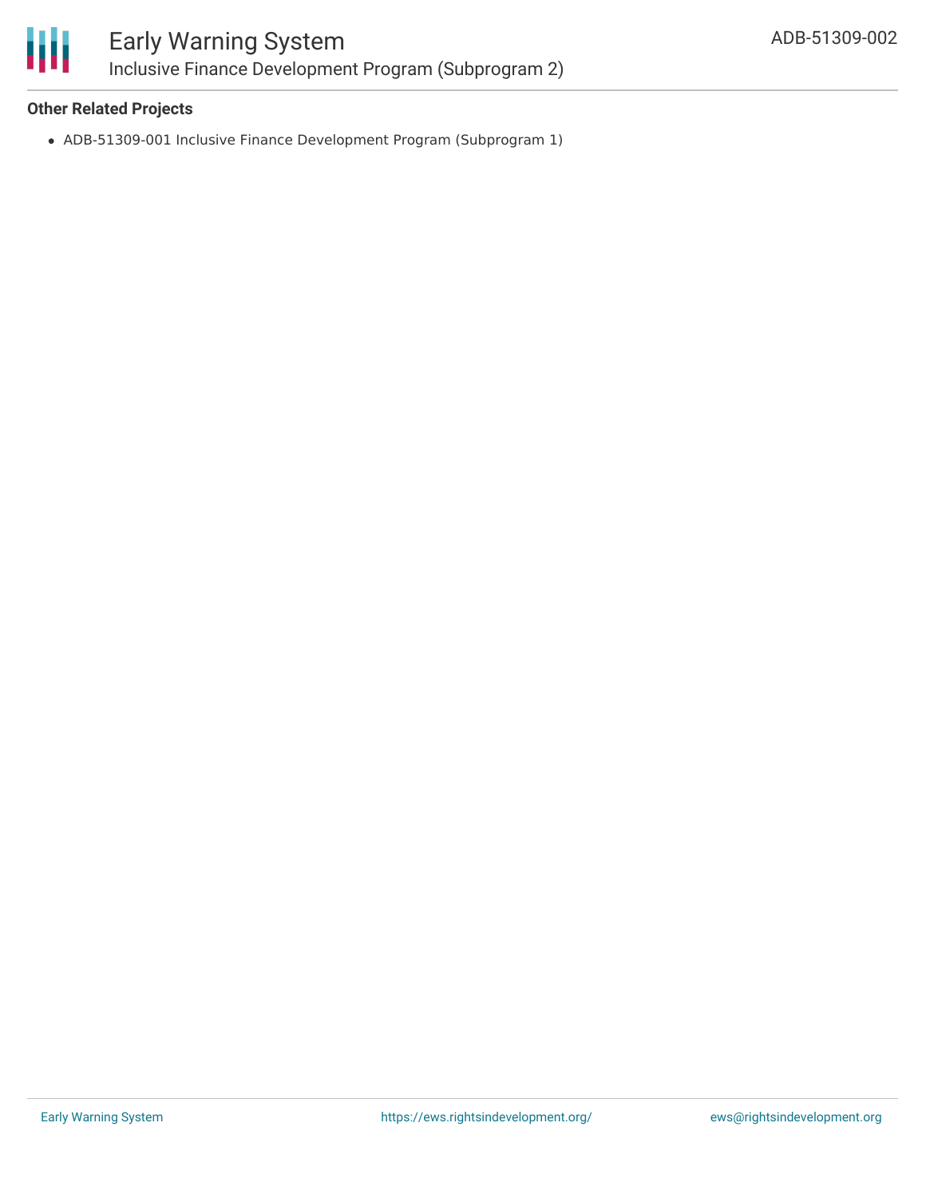**Other Related Projects**

- ADB-51309-001 Inclusive Finance Development Program (Subprogram 1)